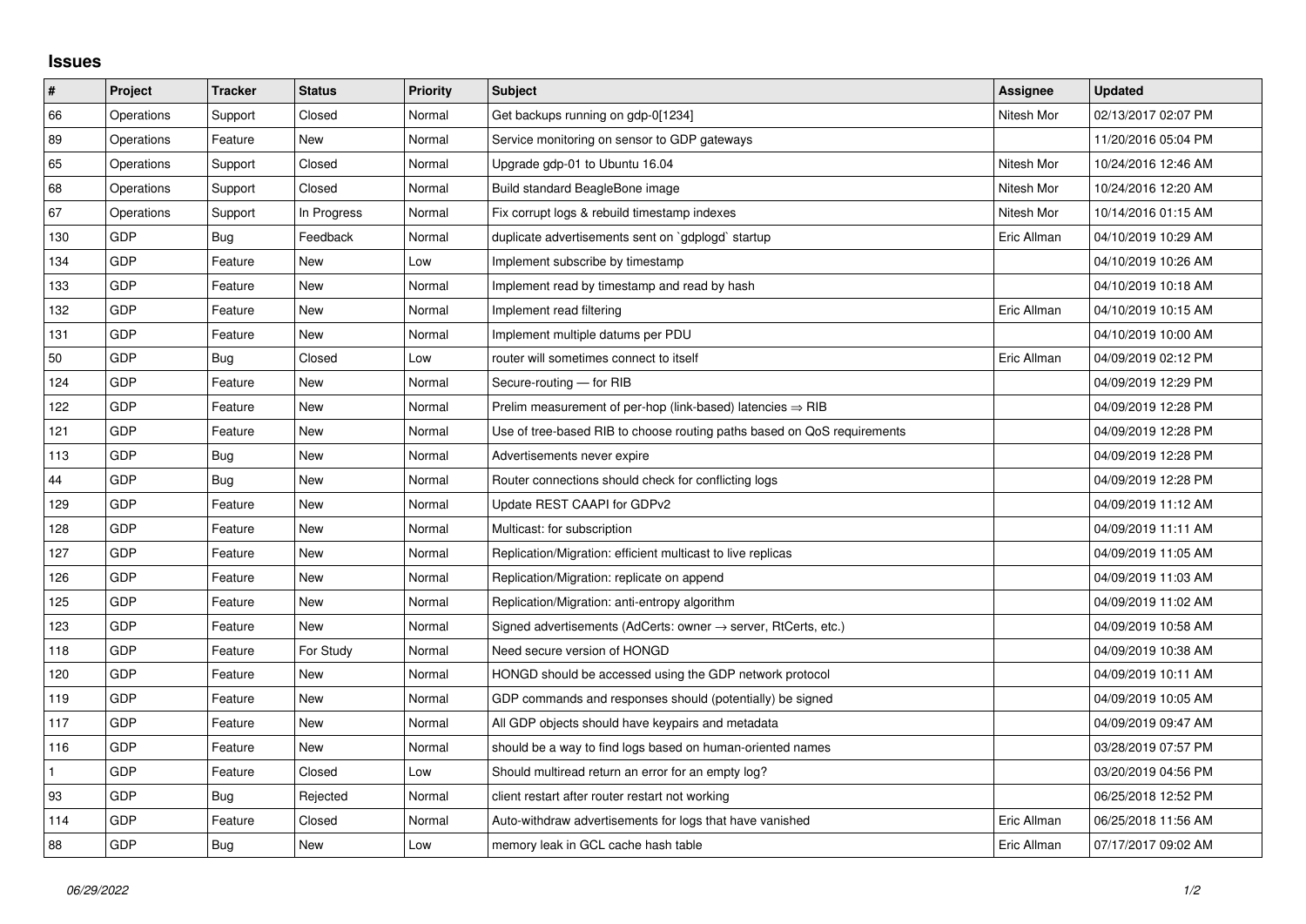## Issues

| # | Project | Tracker | Status | Priority | Subject | Assignee | Updated |
|---|---|---|---|---|---|---|---|
| 66 | Operations | Support | Closed | Normal | Get backups running on gdp-0[1234] | Nitesh Mor | 02/13/2017 02:07 PM |
| 89 | Operations | Feature | New | Normal | Service monitoring on sensor to GDP gateways | | 11/20/2016 05:04 PM |
| 65 | Operations | Support | Closed | Normal | Upgrade gdp-01 to Ubuntu 16.04 | Nitesh Mor | 10/24/2016 12:46 AM |
| 68 | Operations | Support | Closed | Normal | Build standard BeagleBone image | Nitesh Mor | 10/24/2016 12:20 AM |
| 67 | Operations | Support | In Progress | Normal | Fix corrupt logs & rebuild timestamp indexes | Nitesh Mor | 10/14/2016 01:15 AM |
| 130 | GDP | Bug | Feedback | Normal | duplicate advertisements sent on `gdplogd` startup | Eric Allman | 04/10/2019 10:29 AM |
| 134 | GDP | Feature | New | Low | Implement subscribe by timestamp | | 04/10/2019 10:26 AM |
| 133 | GDP | Feature | New | Normal | Implement read by timestamp and read by hash | | 04/10/2019 10:18 AM |
| 132 | GDP | Feature | New | Normal | Implement read filtering | Eric Allman | 04/10/2019 10:15 AM |
| 131 | GDP | Feature | New | Normal | Implement multiple datums per PDU | | 04/10/2019 10:00 AM |
| 50 | GDP | Bug | Closed | Low | router will sometimes connect to itself | Eric Allman | 04/09/2019 02:12 PM |
| 124 | GDP | Feature | New | Normal | Secure-routing — for RIB | | 04/09/2019 12:29 PM |
| 122 | GDP | Feature | New | Normal | Prelim measurement of per-hop (link-based) latencies ⇒ RIB | | 04/09/2019 12:28 PM |
| 121 | GDP | Feature | New | Normal | Use of tree-based RIB to choose routing paths based on QoS requirements | | 04/09/2019 12:28 PM |
| 113 | GDP | Bug | New | Normal | Advertisements never expire | | 04/09/2019 12:28 PM |
| 44 | GDP | Bug | New | Normal | Router connections should check for conflicting logs | | 04/09/2019 12:28 PM |
| 129 | GDP | Feature | New | Normal | Update REST CAAPI for GDPv2 | | 04/09/2019 11:12 AM |
| 128 | GDP | Feature | New | Normal | Multicast: for subscription | | 04/09/2019 11:11 AM |
| 127 | GDP | Feature | New | Normal | Replication/Migration: efficient multicast to live replicas | | 04/09/2019 11:05 AM |
| 126 | GDP | Feature | New | Normal | Replication/Migration: replicate on append | | 04/09/2019 11:03 AM |
| 125 | GDP | Feature | New | Normal | Replication/Migration: anti-entropy algorithm | | 04/09/2019 11:02 AM |
| 123 | GDP | Feature | New | Normal | Signed advertisements (AdCerts: owner → server, RtCerts, etc.) | | 04/09/2019 10:58 AM |
| 118 | GDP | Feature | For Study | Normal | Need secure version of HONGD | | 04/09/2019 10:38 AM |
| 120 | GDP | Feature | New | Normal | HONGD should be accessed using the GDP network protocol | | 04/09/2019 10:11 AM |
| 119 | GDP | Feature | New | Normal | GDP commands and responses should (potentially) be signed | | 04/09/2019 10:05 AM |
| 117 | GDP | Feature | New | Normal | All GDP objects should have keypairs and metadata | | 04/09/2019 09:47 AM |
| 116 | GDP | Feature | New | Normal | should be a way to find logs based on human-oriented names | | 03/28/2019 07:57 PM |
| 1 | GDP | Feature | Closed | Low | Should multiread return an error for an empty log? | | 03/20/2019 04:56 PM |
| 93 | GDP | Bug | Rejected | Normal | client restart after router restart not working | | 06/25/2018 12:52 PM |
| 114 | GDP | Feature | Closed | Normal | Auto-withdraw advertisements for logs that have vanished | Eric Allman | 06/25/2018 11:56 AM |
| 88 | GDP | Bug | New | Low | memory leak in GCL cache hash table | Eric Allman | 07/17/2017 09:02 AM |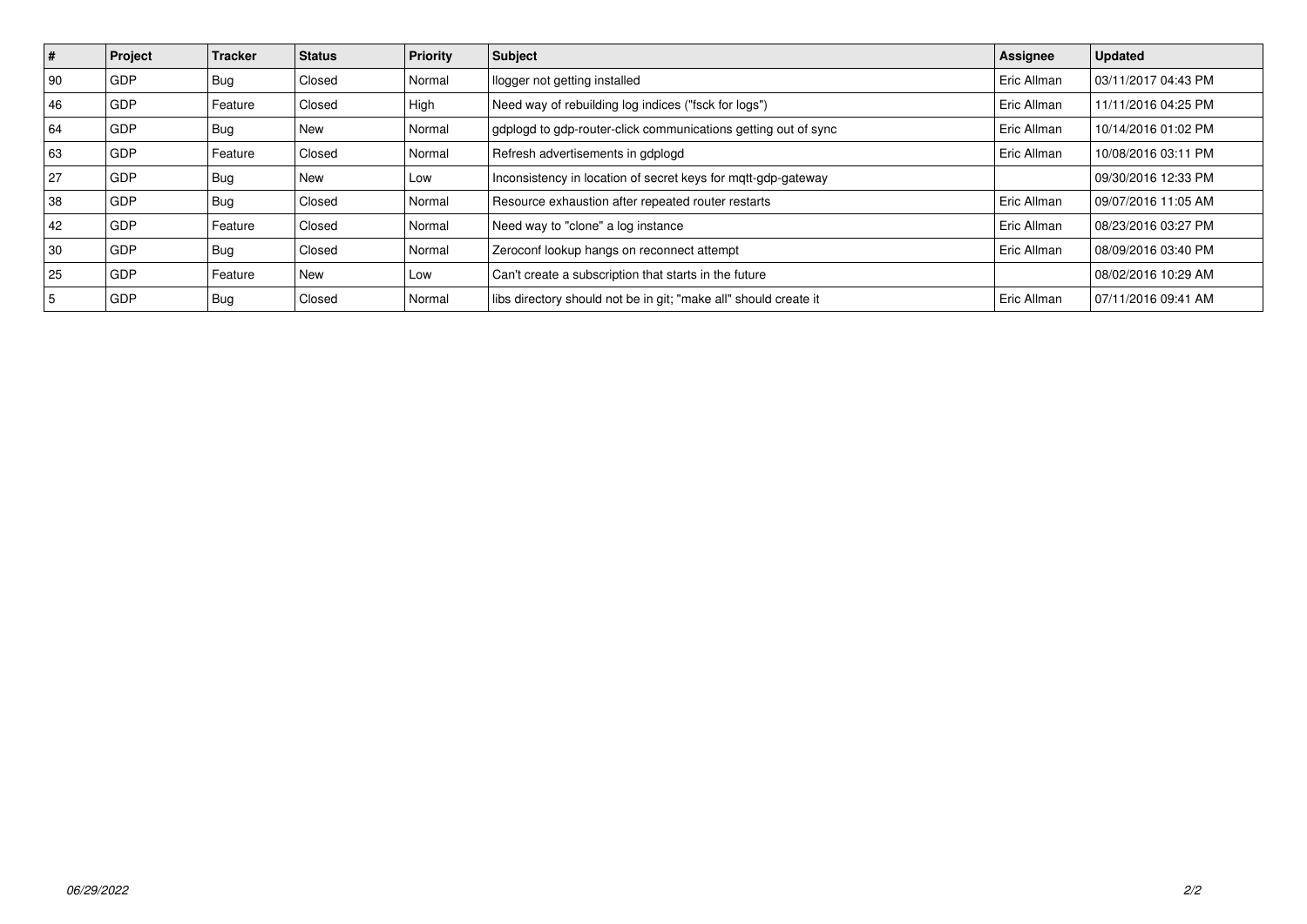| # | Project | Tracker | Status | Priority | Subject | Assignee | Updated |
|---|---|---|---|---|---|---|---|
| 90 | GDP | Bug | Closed | Normal | llogger not getting installed | Eric Allman | 03/11/2017 04:43 PM |
| 46 | GDP | Feature | Closed | High | Need way of rebuilding log indices ("fsck for logs") | Eric Allman | 11/11/2016 04:25 PM |
| 64 | GDP | Bug | New | Normal | gdplogd to gdp-router-click communications getting out of sync | Eric Allman | 10/14/2016 01:02 PM |
| 63 | GDP | Feature | Closed | Normal | Refresh advertisements in gdplogd | Eric Allman | 10/08/2016 03:11 PM |
| 27 | GDP | Bug | New | Low | Inconsistency in location of secret keys for mqtt-gdp-gateway | | 09/30/2016 12:33 PM |
| 38 | GDP | Bug | Closed | Normal | Resource exhaustion after repeated router restarts | Eric Allman | 09/07/2016 11:05 AM |
| 42 | GDP | Feature | Closed | Normal | Need way to "clone" a log instance | Eric Allman | 08/23/2016 03:27 PM |
| 30 | GDP | Bug | Closed | Normal | Zeroconf lookup hangs on reconnect attempt | Eric Allman | 08/09/2016 03:40 PM |
| 25 | GDP | Feature | New | Low | Can't create a subscription that starts in the future | | 08/02/2016 10:29 AM |
| 5 | GDP | Bug | Closed | Normal | libs directory should not be in git; "make all" should create it | Eric Allman | 07/11/2016 09:41 AM |

*06/29/2022*